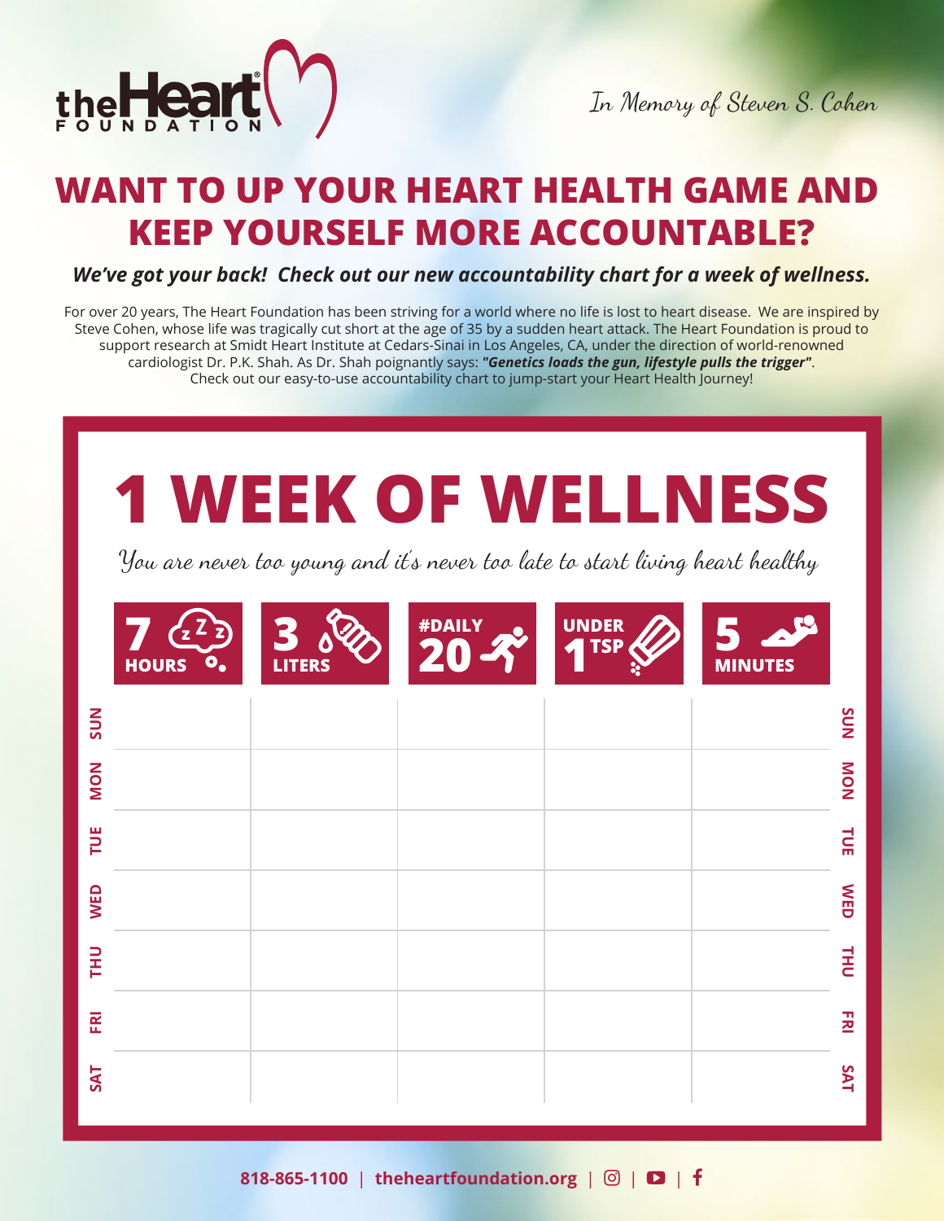**the Heart FOUNDATION**

*In Memory of Steven S. Cohen*

# WANT TO UP YOUR HEART HEALTH GAME AND KEEP YOURSELF MORE ACCOUNTABLE?

***We've got your back! Check out our new accountability chart for a week of wellness.***

For over 20 years, The Heart Foundation has been striving for a world where no life is lost to heart disease. We are inspired by Steve Cohen, whose life was tragically cut short at the age of 35 by a sudden heart attack. The Heart Foundation is proud to support research at Smidt Heart Institute at Cedars-Sinai in Los Angeles, CA, under the direction of world-renowned cardiologist Dr. P.K. Shah. As Dr. Shah poignantly says: ***"Genetics loads the gun, lifestyle pulls the trigger"***. Check out our easy-to-use accountability chart to jump-start your Heart Health Journey!

## 1 WEEK OF WELLNESS

*You are never too young and it's never too late to start living heart healthy*

| | 7 HOURS | 3 LITERS | #DAILY 20 | UNDER 1 TSP | 5 MINUTES | |
|---|---|---|---|---|---|---|
| SUN | | | | | | SUN |
| MON | | | | | | MON |
| TUE | | | | | | TUE |
| WED | | | | | | WED |
| THU | | | | | | THU |
| FRI | | | | | | FRI |
| SAT | | | | | | SAT |

818-865-1100 | theheartfoundation.org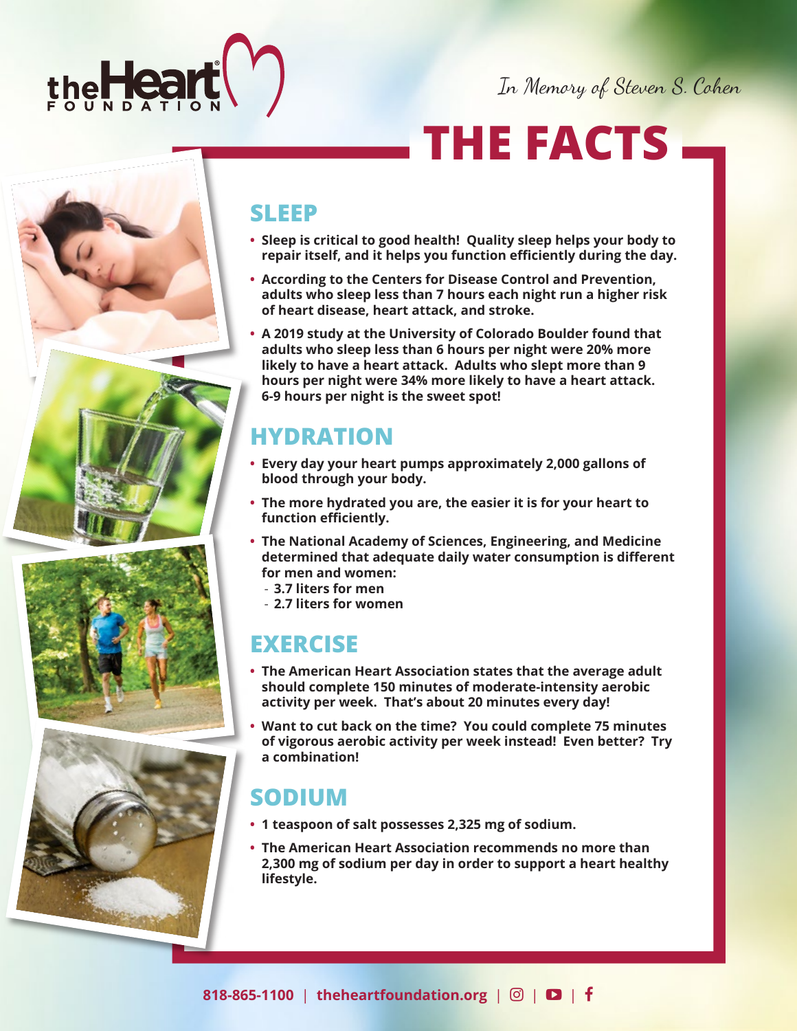the Heart FOUNDATION

*In Memory of Steven S. Cohen*

# THE FACTS

## SLEEP

- **Sleep is critical to good health! Quality sleep helps your body to repair itself, and it helps you function efficiently during the day.**
- **According to the Centers for Disease Control and Prevention, adults who sleep less than 7 hours each night run a higher risk of heart disease, heart attack, and stroke.**
- **A 2019 study at the University of Colorado Boulder found that adults who sleep less than 6 hours per night were 20% more likely to have a heart attack. Adults who slept more than 9 hours per night were 34% more likely to have a heart attack. 6-9 hours per night is the sweet spot!**

## HYDRATION

- **Every day your heart pumps approximately 2,000 gallons of blood through your body.**
- **The more hydrated you are, the easier it is for your heart to function efficiently.**
- **The National Academy of Sciences, Engineering, and Medicine determined that adequate daily water consumption is different for men and women:**
  - **3.7 liters for men**
  - **2.7 liters for women**

## EXERCISE

- **The American Heart Association states that the average adult should complete 150 minutes of moderate-intensity aerobic activity per week. That's about 20 minutes every day!**
- **Want to cut back on the time? You could complete 75 minutes of vigorous aerobic activity per week instead! Even better? Try a combination!**

## SODIUM

- **1 teaspoon of salt possesses 2,325 mg of sodium.**
- **The American Heart Association recommends no more than 2,300 mg of sodium per day in order to support a heart healthy lifestyle.**

**818-865-1100** | **theheartfoundation.org**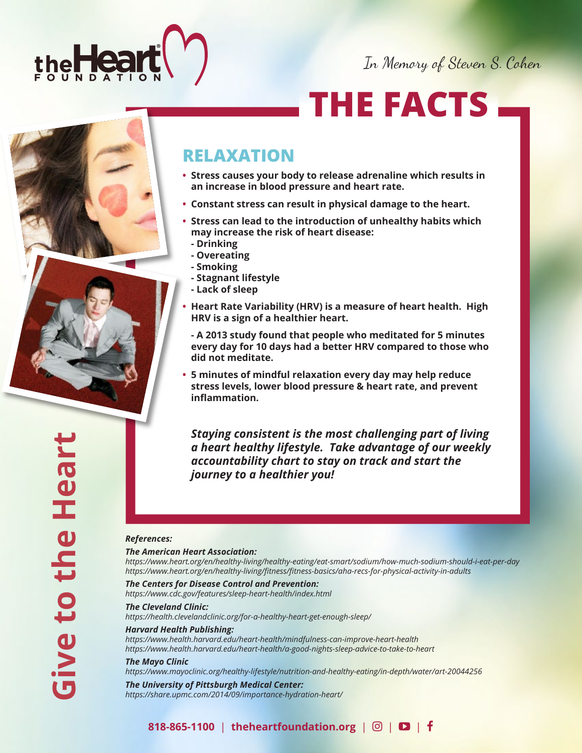theHeart FOUNDATION

*In Memory of Steven S. Cohen*

# THE FACTS

## RELAXATION

- **Stress causes your body to release adrenaline which results in an increase in blood pressure and heart rate.**
- **Constant stress can result in physical damage to the heart.**
- **Stress can lead to the introduction of unhealthy habits which may increase the risk of heart disease:**
  - **- Drinking**
  - **- Overeating**
  - **- Smoking**
  - **- Stagnant lifestyle**
  - **- Lack of sleep**
- **Heart Rate Variability (HRV) is a measure of heart health. High HRV is a sign of a healthier heart.**

  **- A 2013 study found that people who meditated for 5 minutes every day for 10 days had a better HRV compared to those who did not meditate.**
- **5 minutes of mindful relaxation every day may help reduce stress levels, lower blood pressure & heart rate, and prevent inflammation.**

***Staying consistent is the most challenging part of living a heart healthy lifestyle. Take advantage of our weekly accountability chart to stay on track and start the journey to a healthier you!***

**Give to the Heart**

***References:***

***The American Heart Association:***
*https://www.heart.org/en/healthy-living/healthy-eating/eat-smart/sodium/how-much-sodium-should-i-eat-per-day*
*https://www.heart.org/en/healthy-living/fitness/fitness-basics/aha-recs-for-physical-activity-in-adults*

***The Centers for Disease Control and Prevention:***
*https://www.cdc.gov/features/sleep-heart-health/index.html*

***The Cleveland Clinic:***
*https://health.clevelandclinic.org/for-a-healthy-heart-get-enough-sleep/*

***Harvard Health Publishing:***
*https://www.health.harvard.edu/heart-health/mindfulness-can-improve-heart-health*
*https://www.health.harvard.edu/heart-health/a-good-nights-sleep-advice-to-take-to-heart*

***The Mayo Clinic***
*https://www.mayoclinic.org/healthy-lifestyle/nutrition-and-healthy-eating/in-depth/water/art-20044256*

***The University of Pittsburgh Medical Center:***
*https://share.upmc.com/2014/09/importance-hydration-heart/*

**818-865-1100** | **theheartfoundation.org**